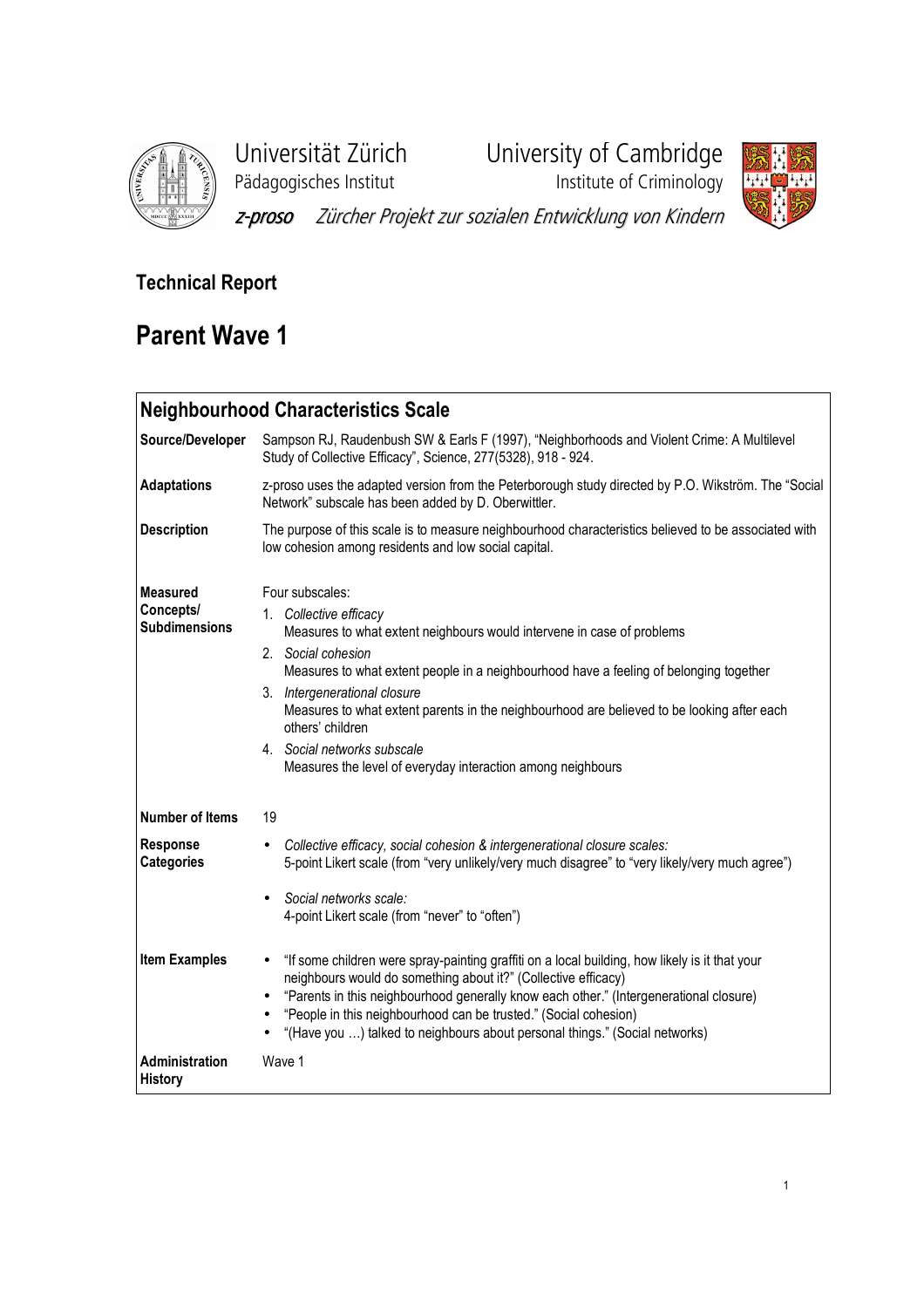Universität Zürich
Pädagogisches Institut

University of Cambridge
Institute of Criminology

*z-proso* *Zürcher Projekt zur sozialen Entwicklung von Kindern*

## Technical Report

# Parent Wave 1

| **Neighbourhood Characteristics Scale** | |
|---|---|
| **Source/Developer** | Sampson RJ, Raudenbush SW & Earls F (1997), "Neighborhoods and Violent Crime: A Multilevel Study of Collective Efficacy", Science, 277(5328), 918 - 924. |
| **Adaptations** | z-proso uses the adapted version from the Peterborough study directed by P.O. Wikström. The "Social Network" subscale has been added by D. Oberwittler. |
| **Description** | The purpose of this scale is to measure neighbourhood characteristics believed to be associated with low cohesion among residents and low social capital. |
| **Measured Concepts/ Subdimensions** | Four subscales:<br>1. *Collective efficacy*<br>Measures to what extent neighbours would intervene in case of problems<br>2. *Social cohesion*<br>Measures to what extent people in a neighbourhood have a feeling of belonging together<br>3. *Intergenerational closure*<br>Measures to what extent parents in the neighbourhood are believed to be looking after each others' children<br>4. *Social networks subscale*<br>Measures the level of everyday interaction among neighbours |
| **Number of Items** | 19 |
| **Response Categories** | • *Collective efficacy, social cohesion & intergenerational closure scales:*<br>5-point Likert scale (from "very unlikely/very much disagree" to "very likely/very much agree")<br>• *Social networks scale:*<br>4-point Likert scale (from "never" to "often") |
| **Item Examples** | • "If some children were spray-painting graffiti on a local building, how likely is it that your neighbours would do something about it?" (Collective efficacy)<br>• "Parents in this neighbourhood generally know each other." (Intergenerational closure)<br>• "People in this neighbourhood can be trusted." (Social cohesion)<br>• "(Have you …) talked to neighbours about personal things." (Social networks) |
| **Administration History** | Wave 1 |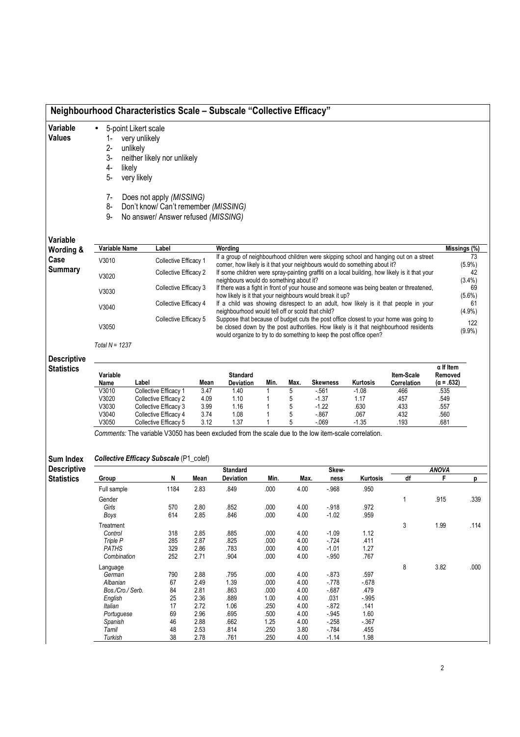# Neighbourhood Characteristics Scale – Subscale "Collective Efficacy"

## Variable Values

- 5-point Likert scale
  1- very unlikely
  2- unlikely
  3- neither likely nor unlikely
  4- likely
  5- very likely

  7- Does not apply *(MISSING)*
  8- Don't know/ Can't remember *(MISSING)*
  9- No answer/ Answer refused *(MISSING)*

## Variable Wording & Case Summary

| Variable Name | Label | Wording | Missings (%) |
|---|---|---|---|
| V3010 | Collective Efficacy 1 | If a group of neighbourhood children were skipping school and hanging out on a street corner, how likely is it that your neighbours would do something about it? | 73 (5.9%) |
| V3020 | Collective Efficacy 2 | If some children were spray-painting graffiti on a local building, how likely is it that your neighbours would do something about it? | 42 (3.4%) |
| V3030 | Collective Efficacy 3 | If there was a fight in front of your house and someone was being beaten or threatened, how likely is it that your neighbours would break it up? | 69 (5.6%) |
| V3040 | Collective Efficacy 4 | If a child was showing disrespect to an adult, how likely is it that people in your neighbourhood would tell off or scold that child? | 61 (4.9%) |
| V3050 | Collective Efficacy 5 | Suppose that because of budget cuts the post office closest to your home was going to be closed down by the post authorities. How likely is it that neighbourhood residents would organize to try to do something to keep the post office open? | 122 (9.9%) |

*Total N = 1237*

## Descriptive Statistics

| Variable Name | Label | Mean | Standard Deviation | Min. | Max. | Skewness | Kurtosis | Item-Scale Correlation | α If Item Removed (α = .632) |
|---|---|---|---|---|---|---|---|---|---|
| V3010 | Collective Efficacy 1 | 3.47 | 1.40 | 1 | 5 | -.561 | -1.08 | .466 | .535 |
| V3020 | Collective Efficacy 2 | 4.09 | 1.10 | 1 | 5 | -1.37 | 1.17 | .457 | .549 |
| V3030 | Collective Efficacy 3 | 3.99 | 1.16 | 1 | 5 | -1.22 | .630 | .433 | .557 |
| V3040 | Collective Efficacy 4 | 3.74 | 1.08 | 1 | 5 | -.867 | .067 | .432 | .560 |
| V3050 | Collective Efficacy 5 | 3.12 | 1.37 | 1 | 5 | -.069 | -1.35 | .193 | .681 |

*Comments:* The variable V3050 has been excluded from the scale due to the low item-scale correlation.

## Sum Index Descriptive Statistics

***Collective Efficacy Subscale*** **(P1_colef)**

| Group | N | Mean | Standard Deviation | Min. | Max. | Skewness | Kurtosis | ANOVA df | ANOVA F | ANOVA p |
|---|---|---|---|---|---|---|---|---|---|---|
| Full sample | 1184 | 2.83 | .849 | .000 | 4.00 | -.968 | .950 | | | |
| Gender | | | | | | | | 1 | .915 | .339 |
| *Girls* | 570 | 2.80 | .852 | .000 | 4.00 | -.918 | .972 | | | |
| *Boys* | 614 | 2.85 | .846 | .000 | 4.00 | -1.02 | .959 | | | |
| Treatment | | | | | | | | 3 | 1.99 | .114 |
| *Control* | 318 | 2.85 | .885 | .000 | 4.00 | -1.09 | 1.12 | | | |
| *Triple P* | 285 | 2.87 | .825 | .000 | 4.00 | -.724 | .411 | | | |
| *PATHS* | 329 | 2.86 | .783 | .000 | 4.00 | -1.01 | 1.27 | | | |
| *Combination* | 252 | 2.71 | .904 | .000 | 4.00 | -.950 | .767 | | | |
| Language | | | | | | | | 8 | 3.82 | .000 |
| *German* | 790 | 2.88 | .795 | .000 | 4.00 | -.873 | .597 | | | |
| *Albanian* | 67 | 2.49 | 1.39 | .000 | 4.00 | -.778 | -.678 | | | |
| *Bos./Cro./ Serb.* | 84 | 2.81 | .863 | .000 | 4.00 | -.687 | .479 | | | |
| *English* | 25 | 2.36 | .889 | 1.00 | 4.00 | .031 | -.995 | | | |
| *Italian* | 17 | 2.72 | 1.06 | .250 | 4.00 | -.872 | .141 | | | |
| *Portuguese* | 69 | 2.96 | .695 | .500 | 4.00 | -.945 | 1.60 | | | |
| *Spanish* | 46 | 2.88 | .662 | 1.25 | 4.00 | -.258 | -.367 | | | |
| *Tamil* | 48 | 2.53 | .814 | .250 | 3.80 | -.784 | .455 | | | |
| *Turkish* | 38 | 2.78 | .761 | .250 | 4.00 | -1.14 | 1.98 | | | |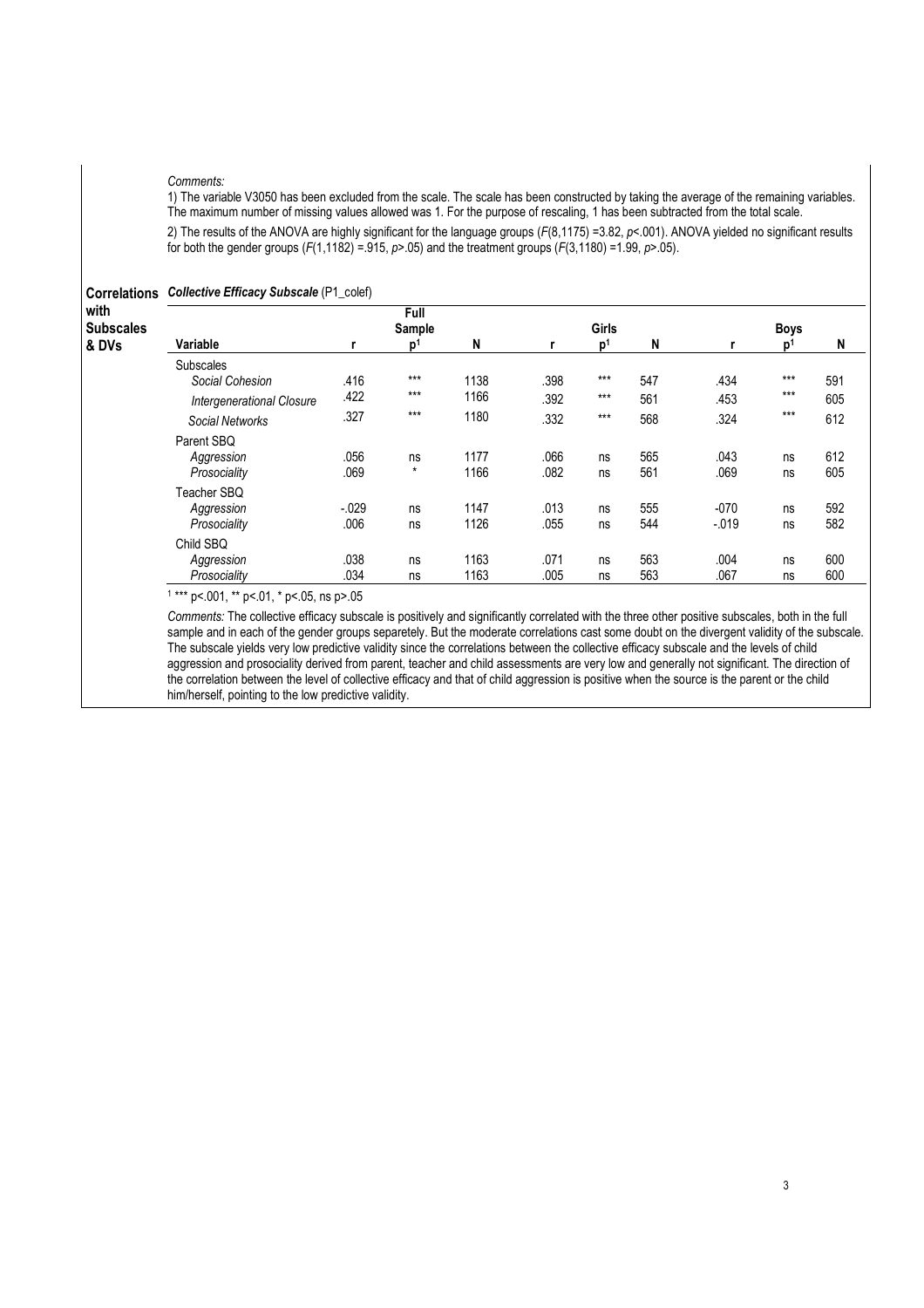*Comments:*

1) The variable V3050 has been excluded from the scale. The scale has been constructed by taking the average of the remaining variables. The maximum number of missing values allowed was 1. For the purpose of rescaling, 1 has been subtracted from the total scale.

2) The results of the ANOVA are highly significant for the language groups ($F(8,1175) = 3.82$, $p < .001$). ANOVA yielded no significant results for both the gender groups ($F(1,1182) = .915$, $p > .05$) and the treatment groups ($F(3,1180) = 1.99$, $p > .05$).

**Correlations with Subscales & DVs**

***Collective Efficacy Subscale*** (P1_colef)

| Variable | Full Sample r | Full Sample p[1] | Full Sample N | Girls r | Girls p[1] | Girls N | Boys r | Boys p[1] | Boys N |
|---|---|---|---|---|---|---|---|---|---|
| Subscales | | | | | | | | | |
| *Social Cohesion* | .416 | *** | 1138 | .398 | *** | 547 | .434 | *** | 591 |
| *Intergenerational Closure* | .422 | *** | 1166 | .392 | *** | 561 | .453 | *** | 605 |
| *Social Networks* | .327 | *** | 1180 | .332 | *** | 568 | .324 | *** | 612 |
| Parent SBQ | | | | | | | | | |
| *Aggression* | .056 | ns | 1177 | .066 | ns | 565 | .043 | ns | 612 |
| *Prosociality* | .069 | * | 1166 | .082 | ns | 561 | .069 | ns | 605 |
| Teacher SBQ | | | | | | | | | |
| *Aggression* | -.029 | ns | 1147 | .013 | ns | 555 | -070 | ns | 592 |
| *Prosociality* | .006 | ns | 1126 | .055 | ns | 544 | -.019 | ns | 582 |
| Child SBQ | | | | | | | | | |
| *Aggression* | .038 | ns | 1163 | .071 | ns | 563 | .004 | ns | 600 |
| *Prosociality* | .034 | ns | 1163 | .005 | ns | 563 | .067 | ns | 600 |

[1] *** p<.001, ** p<.01, * p<.05, ns p>.05

*Comments:* The collective efficacy subscale is positively and significantly correlated with the three other positive subscales, both in the full sample and in each of the gender groups separetely. But the moderate correlations cast some doubt on the divergent validity of the subscale. The subscale yields very low predictive validity since the correlations between the collective efficacy subscale and the levels of child aggression and prosociality derived from parent, teacher and child assessments are very low and generally not significant. The direction of the correlation between the level of collective efficacy and that of child aggression is positive when the source is the parent or the child him/herself, pointing to the low predictive validity.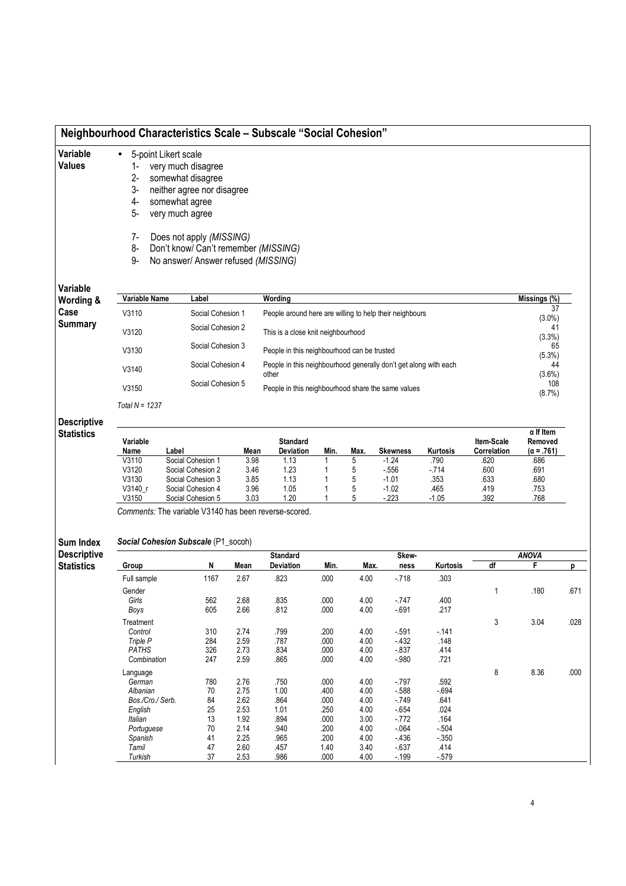## Neighbourhood Characteristics Scale – Subscale "Social Cohesion"

**Variable Values**

- 5-point Likert scale
  1- very much disagree
  2- somewhat disagree
  3- neither agree nor disagree
  4- somewhat agree
  5- very much agree

  7- Does not apply *(MISSING)*
  8- Don't know/ Can't remember *(MISSING)*
  9- No answer/ Answer refused *(MISSING)*

**Variable Wording & Case Summary**

| Variable Name | Label | Wording | Missings (%) |
|---|---|---|---|
| V3110 | Social Cohesion 1 | People around here are willing to help their neighbours | 37 (3.0%) |
| V3120 | Social Cohesion 2 | This is a close knit neighbourhood | 41 (3.3%) |
| V3130 | Social Cohesion 3 | People in this neighbourhood can be trusted | 65 (5.3%) |
| V3140 | Social Cohesion 4 | People in this neighbourhood generally don't get along with each other | 44 (3.6%) |
| V3150 | Social Cohesion 5 | People in this neighbourhood share the same values | 108 (8.7%) |

*Total N = 1237*

**Descriptive Statistics**

| Variable Name | Label | Mean | Standard Deviation | Min. | Max. | Skewness | Kurtosis | Item-Scale Correlation | α If Item Removed (α = .761) |
|---|---|---|---|---|---|---|---|---|---|
| V3110 | Social Cohesion 1 | 3.98 | 1.13 | 1 | 5 | -1.24 | .790 | .620 | .686 |
| V3120 | Social Cohesion 2 | 3.46 | 1.23 | 1 | 5 | -.556 | -.714 | .600 | .691 |
| V3130 | Social Cohesion 3 | 3.85 | 1.13 | 1 | 5 | -1.01 | .353 | .633 | .680 |
| V3140_r | Social Cohesion 4 | 3.96 | 1.05 | 1 | 5 | -1.02 | .465 | .419 | .753 |
| V3150 | Social Cohesion 5 | 3.03 | 1.20 | 1 | 5 | -.223 | -1.05 | .392 | .768 |

*Comments:* The variable V3140 has been reverse-scored.

**Sum Index Descriptive Statistics**

***Social Cohesion Subscale*** (P1_socoh)

| Group | N | Mean | Standard Deviation | Min. | Max. | Skew-ness | Kurtosis | ANOVA df | ANOVA F | ANOVA p |
|---|---|---|---|---|---|---|---|---|---|---|
| Full sample | 1167 | 2.67 | .823 | .000 | 4.00 | -.718 | .303 | | | |
| Gender | | | | | | | | 1 | .180 | .671 |
| *Girls* | 562 | 2.68 | .835 | .000 | 4.00 | -.747 | .400 | | | |
| *Boys* | 605 | 2.66 | .812 | .000 | 4.00 | -.691 | .217 | | | |
| Treatment | | | | | | | | 3 | 3.04 | .028 |
| *Control* | 310 | 2.74 | .799 | .200 | 4.00 | -.591 | -.141 | | | |
| *Triple P* | 284 | 2.59 | .787 | .000 | 4.00 | -.432 | .148 | | | |
| *PATHS* | 326 | 2.73 | .834 | .000 | 4.00 | -.837 | .414 | | | |
| *Combination* | 247 | 2.59 | .865 | .000 | 4.00 | -.980 | .721 | | | |
| Language | | | | | | | | 8 | 8.36 | .000 |
| *German* | 780 | 2.76 | .750 | .000 | 4.00 | -.797 | .592 | | | |
| *Albanian* | 70 | 2.75 | 1.00 | .400 | 4.00 | -.588 | -.694 | | | |
| *Bos./Cro./ Serb.* | 84 | 2.62 | .864 | .000 | 4.00 | -.749 | .641 | | | |
| *English* | 25 | 2.53 | 1.01 | .250 | 4.00 | -.654 | .024 | | | |
| *Italian* | 13 | 1.92 | .894 | .000 | 3.00 | -.772 | .164 | | | |
| *Portuguese* | 70 | 2.14 | .940 | .200 | 4.00 | -.064 | -.504 | | | |
| *Spanish* | 41 | 2.25 | .965 | .200 | 4.00 | -.436 | -.350 | | | |
| *Tamil* | 47 | 2.60 | .457 | 1.40 | 3.40 | -.637 | .414 | | | |
| *Turkish* | 37 | 2.53 | .986 | .000 | 4.00 | -.199 | -.579 | | | |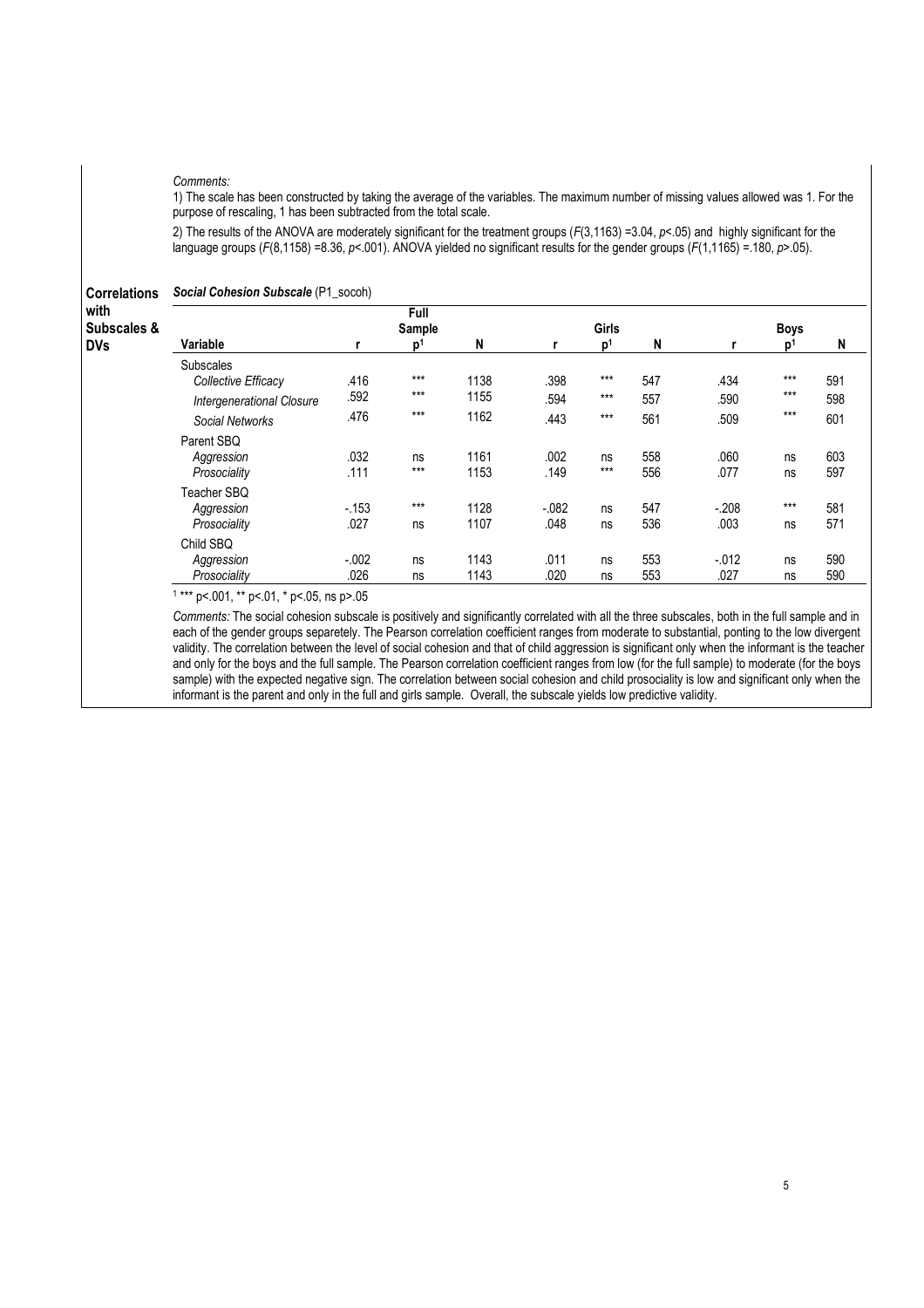*Comments:*

1) The scale has been constructed by taking the average of the variables. The maximum number of missing values allowed was 1. For the purpose of rescaling, 1 has been subtracted from the total scale.

2) The results of the ANOVA are moderately significant for the treatment groups ($F(3,1163) = 3.04$, $p < .05$) and highly significant for the language groups ($F(8,1158) = 8.36$, $p < .001$). ANOVA yielded no significant results for the gender groups ($F(1,1165) = .180$, $p > .05$).

**Correlations with Subscales & DVs**

***Social Cohesion Subscale*** **(P1_socoh)**

| Variable | Full Sample r | Full Sample p[1] | Full Sample N | Girls r | Girls p[1] | Girls N | Boys r | Boys p[1] | Boys N |
|---|---|---|---|---|---|---|---|---|---|
| Subscales | | | | | | | | | |
| *Collective Efficacy* | .416 | *** | 1138 | .398 | *** | 547 | .434 | *** | 591 |
| *Intergenerational Closure* | .592 | *** | 1155 | .594 | *** | 557 | .590 | *** | 598 |
| *Social Networks* | .476 | *** | 1162 | .443 | *** | 561 | .509 | *** | 601 |
| Parent SBQ | | | | | | | | | |
| *Aggression* | .032 | ns | 1161 | .002 | ns | 558 | .060 | ns | 603 |
| *Prosociality* | .111 | *** | 1153 | .149 | *** | 556 | .077 | ns | 597 |
| Teacher SBQ | | | | | | | | | |
| *Aggression* | -.153 | *** | 1128 | -.082 | ns | 547 | -.208 | *** | 581 |
| *Prosociality* | .027 | ns | 1107 | .048 | ns | 536 | .003 | ns | 571 |
| Child SBQ | | | | | | | | | |
| *Aggression* | -.002 | ns | 1143 | .011 | ns | 553 | -.012 | ns | 590 |
| *Prosociality* | .026 | ns | 1143 | .020 | ns | 553 | .027 | ns | 590 |

[1] *** $p<.001$, ** $p<.01$, * $p<.05$, ns $p>.05$

*Comments:* The social cohesion subscale is positively and significantly correlated with all the three subscales, both in the full sample and in each of the gender groups separetely. The Pearson correlation coefficient ranges from moderate to substantial, ponting to the low divergent validity. The correlation between the level of social cohesion and that of child aggression is significant only when the informant is the teacher and only for the boys and the full sample. The Pearson correlation coefficient ranges from low (for the full sample) to moderate (for the boys sample) with the expected negative sign. The correlation between social cohesion and child prosociality is low and significant only when the informant is the parent and only in the full and girls sample. Overall, the subscale yields low predictive validity.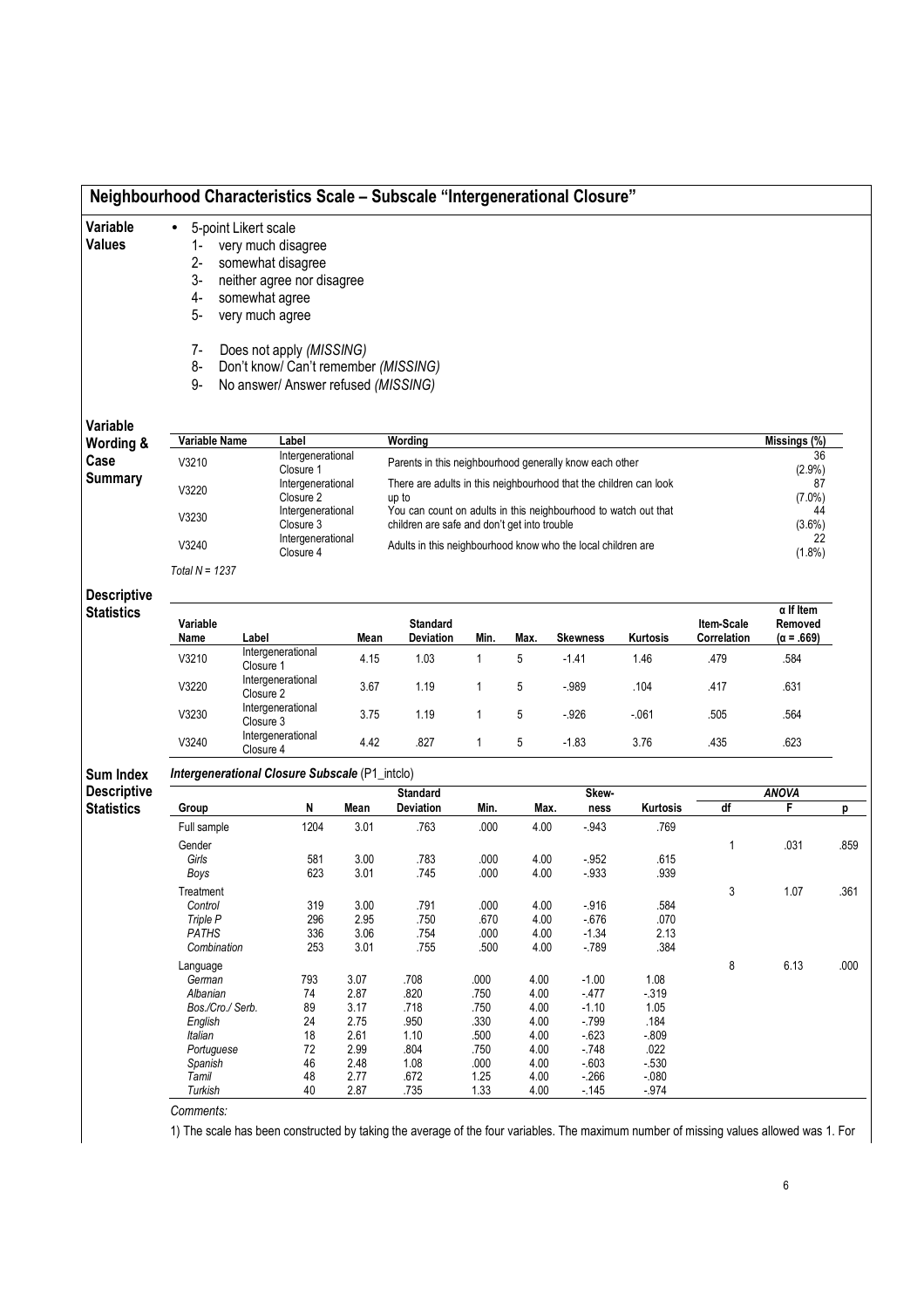## Neighbourhood Characteristics Scale – Subscale "Intergenerational Closure"

**Variable Values**

- 5-point Likert scale
  1- very much disagree
  2- somewhat disagree
  3- neither agree nor disagree
  4- somewhat agree
  5- very much agree

  7- Does not apply *(MISSING)*
  8- Don't know/ Can't remember *(MISSING)*
  9- No answer/ Answer refused *(MISSING)*

**Variable Wording & Case Summary**

| Variable Name | Label | Wording | Missings (%) |
|---|---|---|---|
| V3210 | Intergenerational Closure 1 | Parents in this neighbourhood generally know each other | 36 (2.9%) |
| V3220 | Intergenerational Closure 2 | There are adults in this neighbourhood that the children can look up to | 87 (7.0%) |
| V3230 | Intergenerational Closure 3 | You can count on adults in this neighbourhood to watch out that children are safe and don't get into trouble | 44 (3.6%) |
| V3240 | Intergenerational Closure 4 | Adults in this neighbourhood know who the local children are | 22 (1.8%) |

*Total N = 1237*

**Descriptive Statistics**

| Variable Name | Label | Mean | Standard Deviation | Min. | Max. | Skewness | Kurtosis | Item-Scale Correlation | α If Item Removed (α = .669) |
|---|---|---|---|---|---|---|---|---|---|
| V3210 | Intergenerational Closure 1 | 4.15 | 1.03 | 1 | 5 | -1.41 | 1.46 | .479 | .584 |
| V3220 | Intergenerational Closure 2 | 3.67 | 1.19 | 1 | 5 | -.989 | .104 | .417 | .631 |
| V3230 | Intergenerational Closure 3 | 3.75 | 1.19 | 1 | 5 | -.926 | -.061 | .505 | .564 |
| V3240 | Intergenerational Closure 4 | 4.42 | .827 | 1 | 5 | -1.83 | 3.76 | .435 | .623 |

**Sum Index Descriptive Statistics**

***Intergenerational Closure Subscale*** (P1_intclo)

| Group | N | Mean | Standard Deviation | Min. | Max. | Skew-ness | Kurtosis | ANOVA df | F | p |
|---|---|---|---|---|---|---|---|---|---|---|
| Full sample | 1204 | 3.01 | .763 | .000 | 4.00 | -.943 | .769 | | | |
| Gender | | | | | | | | 1 | .031 | .859 |
| *Girls* | 581 | 3.00 | .783 | .000 | 4.00 | -.952 | .615 | | | |
| *Boys* | 623 | 3.01 | .745 | .000 | 4.00 | -.933 | .939 | | | |
| Treatment | | | | | | | | 3 | 1.07 | .361 |
| *Control* | 319 | 3.00 | .791 | .000 | 4.00 | -.916 | .584 | | | |
| *Triple P* | 296 | 2.95 | .750 | .670 | 4.00 | -.676 | .070 | | | |
| *PATHS* | 336 | 3.06 | .754 | .000 | 4.00 | -1.34 | 2.13 | | | |
| *Combination* | 253 | 3.01 | .755 | .500 | 4.00 | -.789 | .384 | | | |
| Language | | | | | | | | 8 | 6.13 | .000 |
| *German* | 793 | 3.07 | .708 | .000 | 4.00 | -1.00 | 1.08 | | | |
| *Albanian* | 74 | 2.87 | .820 | .750 | 4.00 | -.477 | -.319 | | | |
| *Bos./Cro./ Serb.* | 89 | 3.17 | .718 | .750 | 4.00 | -1.10 | 1.05 | | | |
| *English* | 24 | 2.75 | .950 | .330 | 4.00 | -.799 | .184 | | | |
| *Italian* | 18 | 2.61 | 1.10 | .500 | 4.00 | -.623 | -.809 | | | |
| *Portuguese* | 72 | 2.99 | .804 | .750 | 4.00 | -.748 | .022 | | | |
| *Spanish* | 46 | 2.48 | 1.08 | .000 | 4.00 | -.603 | -.530 | | | |
| *Tamil* | 48 | 2.77 | .672 | 1.25 | 4.00 | -.266 | -.080 | | | |
| *Turkish* | 40 | 2.87 | .735 | 1.33 | 4.00 | -.145 | -.974 | | | |

*Comments:*

1) The scale has been constructed by taking the average of the four variables. The maximum number of missing values allowed was 1. For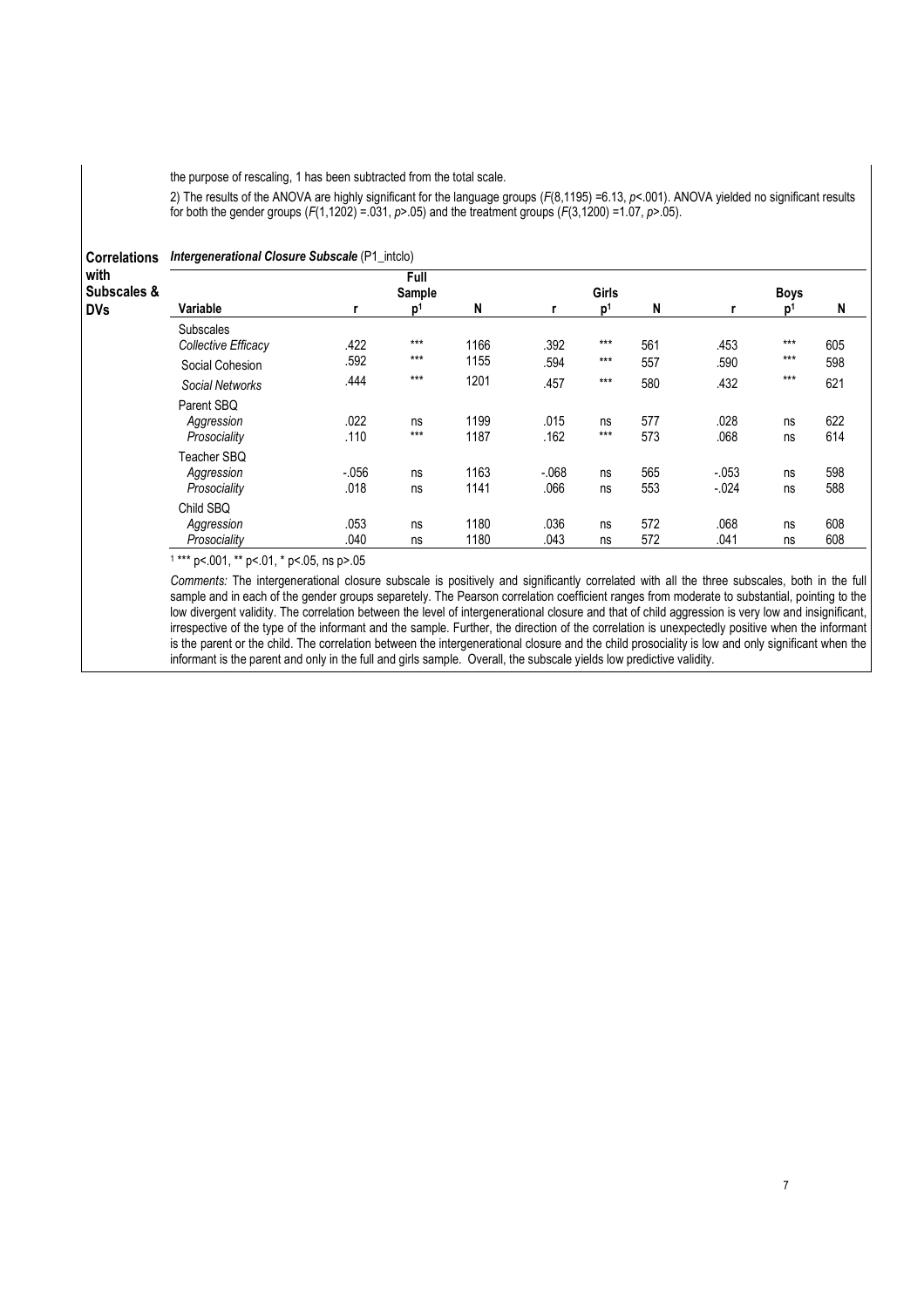the purpose of rescaling, 1 has been subtracted from the total scale.

2) The results of the ANOVA are highly significant for the language groups ($F(8,1195) = 6.13$, $p < .001$). ANOVA yielded no significant results for both the gender groups ($F(1,1202) = .031$, $p > .05$) and the treatment groups ($F(3,1200) = 1.07$, $p > .05$).

**Correlations with Subscales & DVs**

***Intergenerational Closure Subscale*** (P1_intclo)

| | Full Sample | | | Girls | | | Boys | | |
|---|---|---|---|---|---|---|---|---|---|
| **Variable** | **r** | **p[1]** | **N** | **r** | **p[1]** | **N** | **r** | **p[1]** | **N** |
| Subscales | | | | | | | | | |
| *Collective Efficacy* | .422 | *** | 1166 | .392 | *** | 561 | .453 | *** | 605 |
| Social Cohesion | .592 | *** | 1155 | .594 | *** | 557 | .590 | *** | 598 |
| *Social Networks* | .444 | *** | 1201 | .457 | *** | 580 | .432 | *** | 621 |
| Parent SBQ | | | | | | | | | |
| *Aggression* | .022 | ns | 1199 | .015 | ns | 577 | .028 | ns | 622 |
| *Prosociality* | .110 | *** | 1187 | .162 | *** | 573 | .068 | ns | 614 |
| Teacher SBQ | | | | | | | | | |
| *Aggression* | -.056 | ns | 1163 | -.068 | ns | 565 | -.053 | ns | 598 |
| *Prosociality* | .018 | ns | 1141 | .066 | ns | 553 | -.024 | ns | 588 |
| Child SBQ | | | | | | | | | |
| *Aggression* | .053 | ns | 1180 | .036 | ns | 572 | .068 | ns | 608 |
| *Prosociality* | .040 | ns | 1180 | .043 | ns | 572 | .041 | ns | 608 |

[1] *** p<.001, ** p<.01, * p<.05, ns p>.05

*Comments:* The intergenerational closure subscale is positively and significantly correlated with all the three subscales, both in the full sample and in each of the gender groups separetely. The Pearson correlation coefficient ranges from moderate to substantial, pointing to the low divergent validity. The correlation between the level of intergenerational closure and that of child aggression is very low and insignificant, irrespective of the type of the informant and the sample. Further, the direction of the correlation is unexpectedly positive when the informant is the parent or the child. The correlation between the intergenerational closure and the child prosociality is low and only significant when the informant is the parent and only in the full and girls sample. Overall, the subscale yields low predictive validity.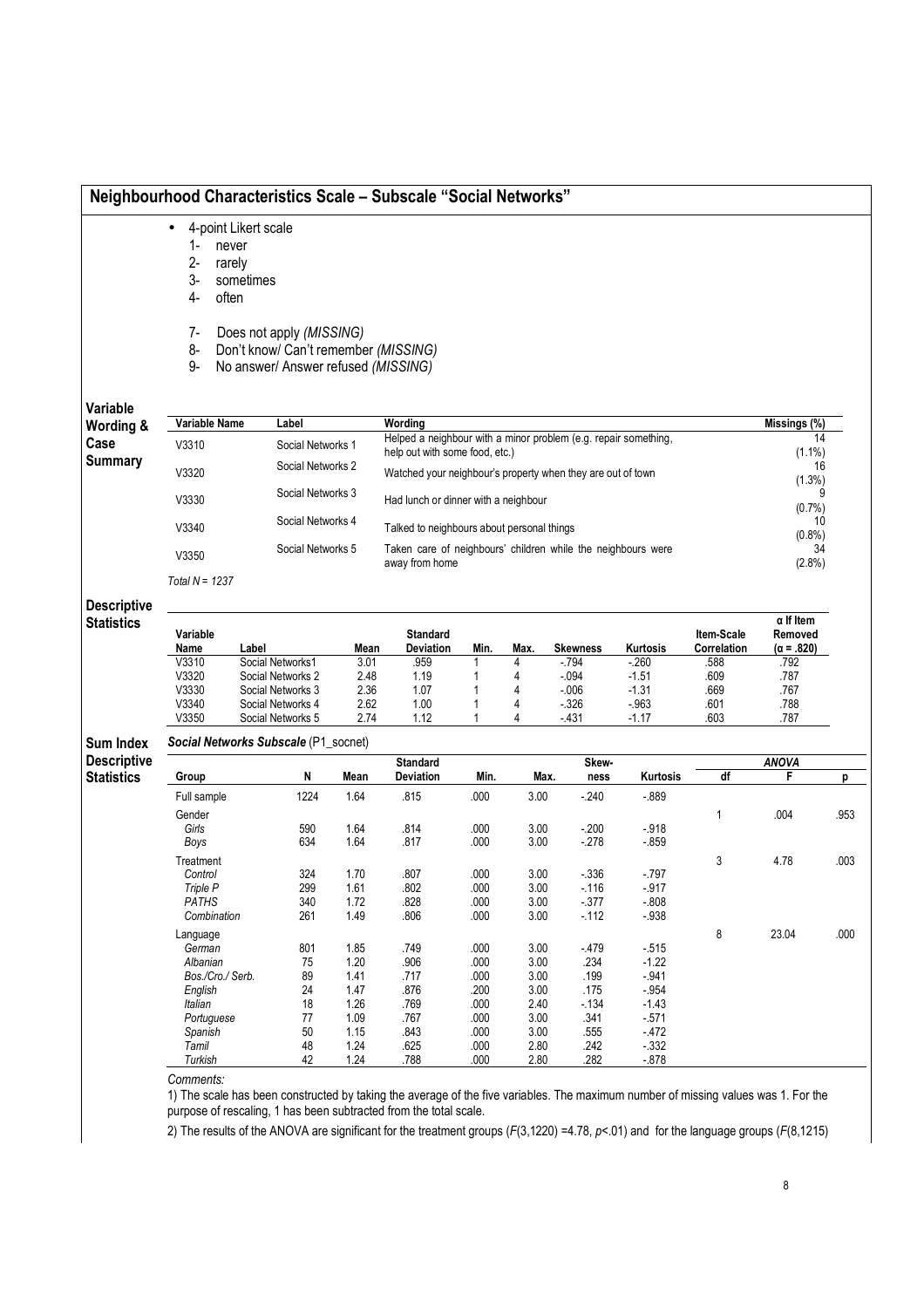## Neighbourhood Characteristics Scale – Subscale "Social Networks"

- 4-point Likert scale
  1- never
  2- rarely
  3- sometimes
  4- often

  7- Does not apply *(MISSING)*
  8- Don't know/ Can't remember *(MISSING)*
  9- No answer/ Answer refused *(MISSING)*

**Variable Wording & Case Summary**

| Variable Name | Label | Wording | Missings (%) |
|---|---|---|---|
| V3310 | Social Networks 1 | Helped a neighbour with a minor problem (e.g. repair something, help out with some food, etc.) | 14 (1.1%) |
| V3320 | Social Networks 2 | Watched your neighbour's property when they are out of town | 16 (1.3%) |
| V3330 | Social Networks 3 | Had lunch or dinner with a neighbour | 9 (0.7%) |
| V3340 | Social Networks 4 | Talked to neighbours about personal things | 10 (0.8%) |
| V3350 | Social Networks 5 | Taken care of neighbours' children while the neighbours were away from home | 34 (2.8%) |

*Total N = 1237*

**Descriptive Statistics**

| Variable Name | Label | Mean | Standard Deviation | Min. | Max. | Skewness | Kurtosis | Item-Scale Correlation | α If Item Removed (α = .820) |
|---|---|---|---|---|---|---|---|---|---|
| V3310 | Social Networks1 | 3.01 | .959 | 1 | 4 | -.794 | -.260 | .588 | .792 |
| V3320 | Social Networks 2 | 2.48 | 1.19 | 1 | 4 | -.094 | -1.51 | .609 | .787 |
| V3330 | Social Networks 3 | 2.36 | 1.07 | 1 | 4 | -.006 | -1.31 | .669 | .767 |
| V3340 | Social Networks 4 | 2.62 | 1.00 | 1 | 4 | -.326 | -.963 | .601 | .788 |
| V3350 | Social Networks 5 | 2.74 | 1.12 | 1 | 4 | -.431 | -1.17 | .603 | .787 |

**Sum Index Descriptive Statistics**

***Social Networks Subscale*** **(P1_socnet)**

| Group | N | Mean | Standard Deviation | Min. | Max. | Skewness | Kurtosis | ANOVA df | ANOVA F | ANOVA p |
|---|---|---|---|---|---|---|---|---|---|---|
| Full sample | 1224 | 1.64 | .815 | .000 | 3.00 | -.240 | -.889 | | | |
| Gender | | | | | | | | 1 | .004 | .953 |
| *Girls* | 590 | 1.64 | .814 | .000 | 3.00 | -.200 | -.918 | | | |
| *Boys* | 634 | 1.64 | .817 | .000 | 3.00 | -.278 | -.859 | | | |
| Treatment | | | | | | | | 3 | 4.78 | .003 |
| *Control* | 324 | 1.70 | .807 | .000 | 3.00 | -.336 | -.797 | | | |
| *Triple P* | 299 | 1.61 | .802 | .000 | 3.00 | -.116 | -.917 | | | |
| *PATHS* | 340 | 1.72 | .828 | .000 | 3.00 | -.377 | -.808 | | | |
| *Combination* | 261 | 1.49 | .806 | .000 | 3.00 | -.112 | -.938 | | | |
| Language | | | | | | | | 8 | 23.04 | .000 |
| *German* | 801 | 1.85 | .749 | .000 | 3.00 | -.479 | -.515 | | | |
| *Albanian* | 75 | 1.20 | .906 | .000 | 3.00 | .234 | -1.22 | | | |
| *Bos./Cro./ Serb.* | 89 | 1.41 | .717 | .000 | 3.00 | .199 | -.941 | | | |
| *English* | 24 | 1.47 | .876 | .200 | 3.00 | .175 | -.954 | | | |
| *Italian* | 18 | 1.26 | .769 | .000 | 2.40 | -.134 | -1.43 | | | |
| *Portuguese* | 77 | 1.09 | .767 | .000 | 3.00 | .341 | -.571 | | | |
| *Spanish* | 50 | 1.15 | .843 | .000 | 3.00 | .555 | -.472 | | | |
| *Tamil* | 48 | 1.24 | .625 | .000 | 2.80 | .242 | -.332 | | | |
| *Turkish* | 42 | 1.24 | .788 | .000 | 2.80 | .282 | -.878 | | | |

*Comments:*

1) The scale has been constructed by taking the average of the five variables. The maximum number of missing values was 1. For the purpose of rescaling, 1 has been subtracted from the total scale.

2) The results of the ANOVA are significant for the treatment groups ($F(3,1220) = 4.78$, $p<.01$) and for the language groups ($F(8,1215)$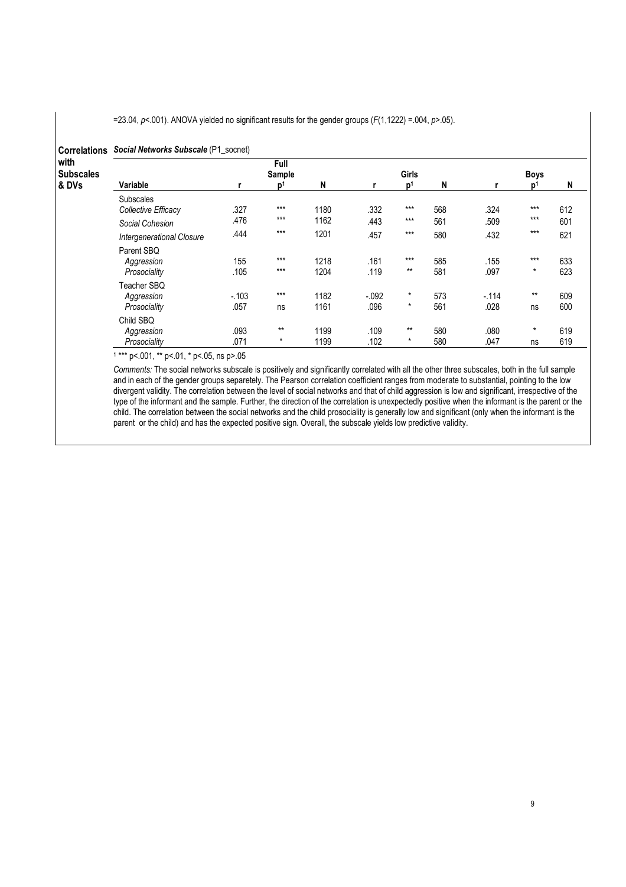=23.04, *p*<.001). ANOVA yielded no significant results for the gender groups ($F(1,1222)$ =.004, $p$>.05).

**Correlations with Subscales & DVs**

***Social Networks Subscale*** (P1_socnet)

| Variable | Full Sample r | Full Sample p[1] | Full Sample N | Girls r | Girls p[1] | Girls N | Boys r | Boys p[1] | Boys N |
|---|---|---|---|---|---|---|---|---|---|
| Subscales | | | | | | | | | |
| *Collective Efficacy* | .327 | *** | 1180 | .332 | *** | 568 | .324 | *** | 612 |
| *Social Cohesion* | .476 | *** | 1162 | .443 | *** | 561 | .509 | *** | 601 |
| *Intergenerational Closure* | .444 | *** | 1201 | .457 | *** | 580 | .432 | *** | 621 |
| Parent SBQ | | | | | | | | | |
| *Aggression* | 155 | *** | 1218 | .161 | *** | 585 | .155 | *** | 633 |
| *Prosociality* | .105 | *** | 1204 | .119 | ** | 581 | .097 | * | 623 |
| Teacher SBQ | | | | | | | | | |
| *Aggression* | -.103 | *** | 1182 | -.092 | * | 573 | -.114 | ** | 609 |
| *Prosociality* | .057 | ns | 1161 | .096 | * | 561 | .028 | ns | 600 |
| Child SBQ | | | | | | | | | |
| *Aggression* | .093 | ** | 1199 | .109 | ** | 580 | .080 | * | 619 |
| *Prosociality* | .071 | * | 1199 | .102 | * | 580 | .047 | ns | 619 |

[1] *** p<.001, ** p<.01, * p<.05, ns p>.05

*Comments:* The social networks subscale is positively and significantly correlated with all the other three subscales, both in the full sample and in each of the gender groups separetely. The Pearson correlation coefficient ranges from moderate to substantial, pointing to the low divergent validity. The correlation between the level of social networks and that of child aggression is low and significant, irrespective of the type of the informant and the sample. Further, the direction of the correlation is unexpectedly positive when the informant is the parent or the child. The correlation between the social networks and the child prosociality is generally low and significant (only when the informant is the parent or the child) and has the expected positive sign. Overall, the subscale yields low predictive validity.